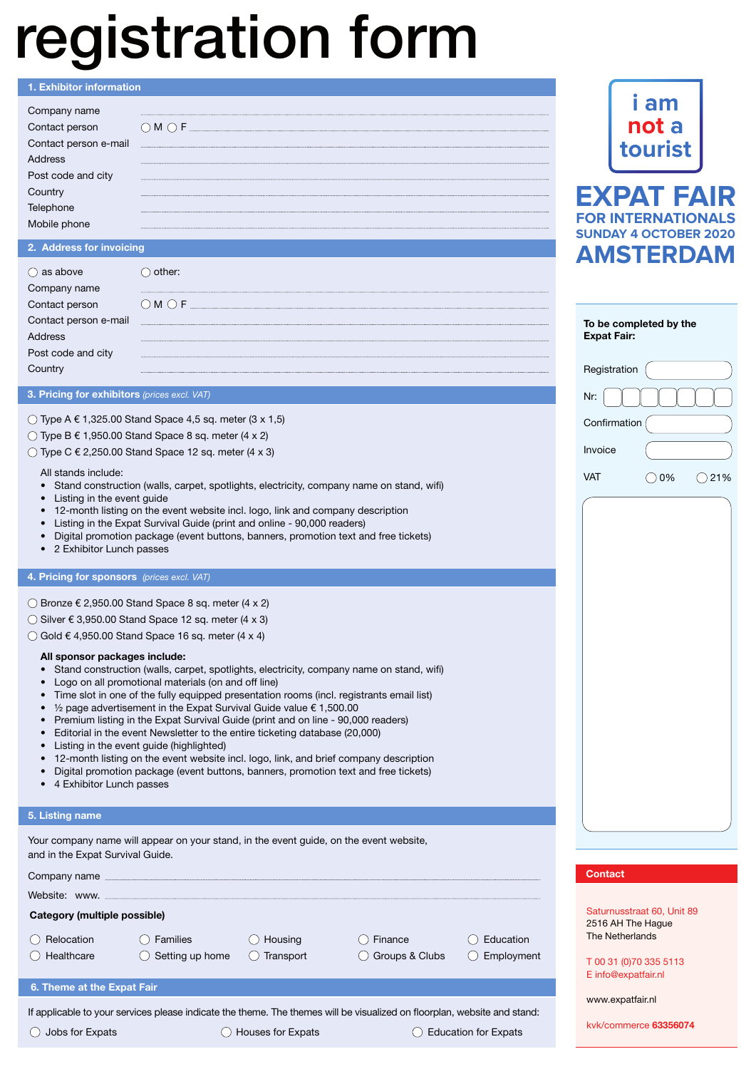# registration form

## 1. Exhibitor information

Company name ..............................

Contact person ○ M ○ F ..............................

Contact person e-mail ..............................

Address ..............................

Post code and city ..............................

Country ..............................

Telephone ..............................

Mobile phone ..............................

## 2. Address for invoicing

○ as above ○ other:

Company name ..............................

Contact person ○ M ○ F ..............................

Contact person e-mail ..............................

Address ..............................

Post code and city ..............................

Country ..............................

## 3. Pricing for exhibitors *(prices excl. VAT)*

○ Type A € 1,325.00 Stand Space 4,5 sq. meter (3 x 1,5)

○ Type B € 1,950.00 Stand Space 8 sq. meter (4 x 2)

○ Type C € 2,250.00 Stand Space 12 sq. meter (4 x 3)

All stands include:

- Stand construction (walls, carpet, spotlights, electricity, company name on stand, wifi)
- Listing in the event guide
- 12-month listing on the event website incl. logo, link and company description
- Listing in the Expat Survival Guide (print and online - 90,000 readers)
- Digital promotion package (event buttons, banners, promotion text and free tickets)
- 2 Exhibitor Lunch passes

## 4. Pricing for sponsors *(prices excl. VAT)*

○ Bronze € 2,950.00 Stand Space 8 sq. meter (4 x 2)

○ Silver € 3,950.00 Stand Space 12 sq. meter (4 x 3)

○ Gold € 4,950.00 Stand Space 16 sq. meter (4 x 4)

**All sponsor packages include:**

- Stand construction (walls, carpet, spotlights, electricity, company name on stand, wifi)
- Logo on all promotional materials (on and off line)
- Time slot in one of the fully equipped presentation rooms (incl. registrants email list)
- ½ page advertisement in the Expat Survival Guide value € 1,500.00
- Premium listing in the Expat Survival Guide (print and on line - 90,000 readers)
- Editorial in the event Newsletter to the entire ticketing database (20,000)
- Listing in the event guide (highlighted)
- 12-month listing on the event website incl. logo, link, and brief company description
- Digital promotion package (event buttons, banners, promotion text and free tickets)
- 4 Exhibitor Lunch passes

## 5. Listing name

Your company name will appear on your stand, in the event guide, on the event website, and in the Expat Survival Guide.

Company name ..............................

Website: www. ..............................

**Category (multiple possible)**

○ Relocation ○ Families ○ Housing ○ Finance ○ Education

○ Healthcare ○ Setting up home ○ Transport ○ Groups & Clubs ○ Employment

## 6. Theme at the Expat Fair

If applicable to your services please indicate the theme. The themes will be visualized on floorplan, website and stand:

○ Jobs for Expats ○ Houses for Expats ○ Education for Expats

---

i am not a tourist

# EXPAT FAIR

**FOR INTERNATIONALS**

**SUNDAY 4 OCTOBER 2020**

# AMSTERDAM

**To be completed by the Expat Fair:**

Registration

Nr:

Confirmation

Invoice

VAT ○ 0% ○ 21%

**Contact**

Saturnusstraat 60, Unit 89
2516 AH The Hague
The Netherlands

T 00 31 (0)70 335 5113
E info@expatfair.nl

www.expatfair.nl

kvk/commerce **63356074**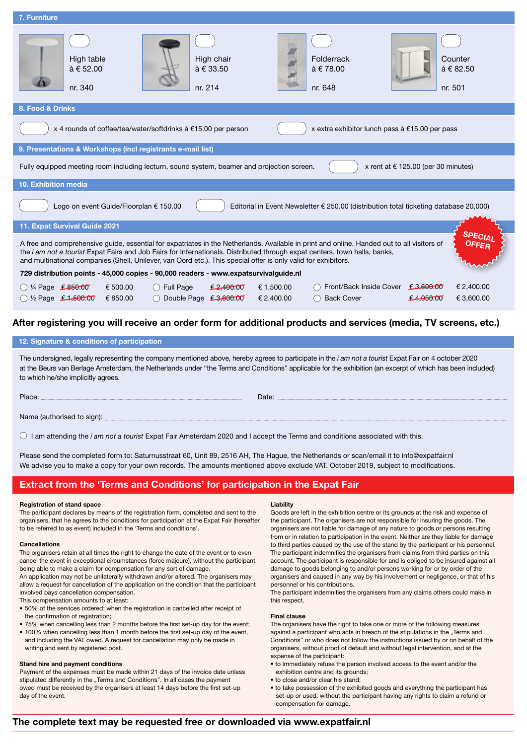## 7. Furniture

| | | | |
|---|---|---|---|
| High table à € 52.00 nr. 340 | High chair à € 33.50 nr. 214 | Folderrack à € 78.00 nr. 648 | Counter à € 82.50 nr. 501 |

## 8. Food & Drinks

x 4 rounds of coffee/tea/water/softdrinks à €15.00 per person

x extra exhibitor lunch pass à €15.00 per pass

## 9. Presentations & Workshops (incl registrants e-mail list)

Fully equipped meeting room including lecturn, sound system, beamer and projection screen. x rent at € 125.00 (per 30 minutes)

## 10. Exhibition media

Logo on event Guide/Floorplan € 150.00

Editorial in Event Newsletter € 250.00 (distribution total ticketing database 20,000)

## 11. Expat Survival Guide 2021

SPECIAL OFFER

A free and comprehensive guide, essential for expatriates in the Netherlands. Available in print and online. Handed out to all visitors of the *i am not a tourist* Expat Fairs and Job Fairs for Internationals. Distributed through expat centers, town halls, banks, and multinational companies (Shell, Unilever, van Oord etc.). This special offer is only valid for exhibitors.

**729 distribution points - 45,000 copies - 90,000 readers - www.expatsurvivalguide.nl**

| | | | | | | | | |
|---|---|---|---|---|---|---|---|---|
| ◯ ¼ Page | ~~€ 850.00~~ | € 500.00 | ◯ Full Page | ~~€ 2,400.00~~ | € 1,500.00 | ◯ Front/Back Inside Cover | ~~€ 3,600.00~~ | € 2,400.00 |
| ◯ ½ Page | ~~€ 1,500.00~~ | € 850.00 | ◯ Double Page | ~~€ 3,600.00~~ | € 2,400.00 | ◯ Back Cover | ~~€ 4,050.00~~ | € 3,600.00 |

**After registering you will receive an order form for additional products and services (media, TV screens, etc.)**

## 12. Signature & conditions of participation

The undersigned, legally representing the company mentioned above, hereby agrees to participate in the *i am not a tourist* Expat Fair on 4 october 2020 at the Beurs van Berlage Amsterdam, the Netherlands under "the Terms and Conditions" applicable for the exhibition (an excerpt of which has been included) to which he/she implicitly agrees.

Place: ............................ Date: ............................

Name (authorised to sign): ............................

◯ I am attending the *i am not a tourist* Expat Fair Amsterdam 2020 and I accept the Terms and conditions associated with this.

Please send the completed form to: Saturnusstraat 60, Unit 89, 2516 AH, The Hague, the Netherlands or scan/email it to info@expatfair.nl
We advise you to make a copy for your own records. The amounts mentioned above exclude VAT. October 2019, subject to modifications.

## Extract from the 'Terms and Conditions' for participation in the Expat Fair

**Registration of stand space**
The participant declares by means of the registration form, completed and sent to the organisers, that he agrees to the conditions for participation at the Expat Fair (hereafter to be referred to as event) included in the 'Terms and conditions'.

**Cancellations**
The organisers retain at all times the right to change the date of the event or to even cancel the event in exceptional circumstances (force majeure), without the participant being able to make a claim for compensation for any sort of damage.
An application may not be unilaterally withdrawn and/or altered. The organisers may allow a request for cancellation of the application on the condition that the participant involved pays cancellation compensation.
This compensation amounts to at least:

- 50% of the services ordered: when the registration is cancelled after receipt of the confirmation of registration;
- 75% when cancelling less than 2 months before the first set-up day for the event;
- 100% when cancelling less than 1 month before the first set-up day of the event, and including the VAT owed. A request for cancellation may only be made in writing and sent by registered post.

**Stand hire and payment conditions**
Payment of the expenses must be made within 21 days of the invoice date unless stipulated differently in the „Terms and Conditions". In all cases the payment owed must be received by the organisers at least 14 days before the first set-up day of the event.

**Liability**
Goods are left in the exhibition centre or its grounds at the risk and expense of the participant. The organisers are not responsible for insuring the goods. The organisers are not liable for damage of any nature to goods or persons resulting from or in relation to participation in the event. Neither are they liable for damage to third parties caused by the use of the stand by the participant or his personnel. The participant indemnifies the organisers from claims from third parties on this account. The participant is responsible for and is obliged to be insured against all damage to goods belonging to and/or persons working for or by order of the organisers and caused in any way by his involvement or negligence, or that of his personnel or his contributions.
The participant indemnifies the organisers from any claims others could make in this respect.

**Final clause**
The organisers have the right to take one or more of the following measures against a participant who acts in breach of the stipulations in the „Terms and Conditions" or who does not follow the instructions issued by or on behalf of the organisers, without proof of default and without legal intervention, and at the expense of the participant:

- to immediately refuse the person involved access to the event and/or the exhibition centre and its grounds;
- to close and/or clear his stand;
- to take possession of the exhibited goods and everything the participant has set-up or used; without the participant having any rights to claim a refund or compensation for damage.

**The complete text may be requested free or downloaded via www.expatfair.nl**